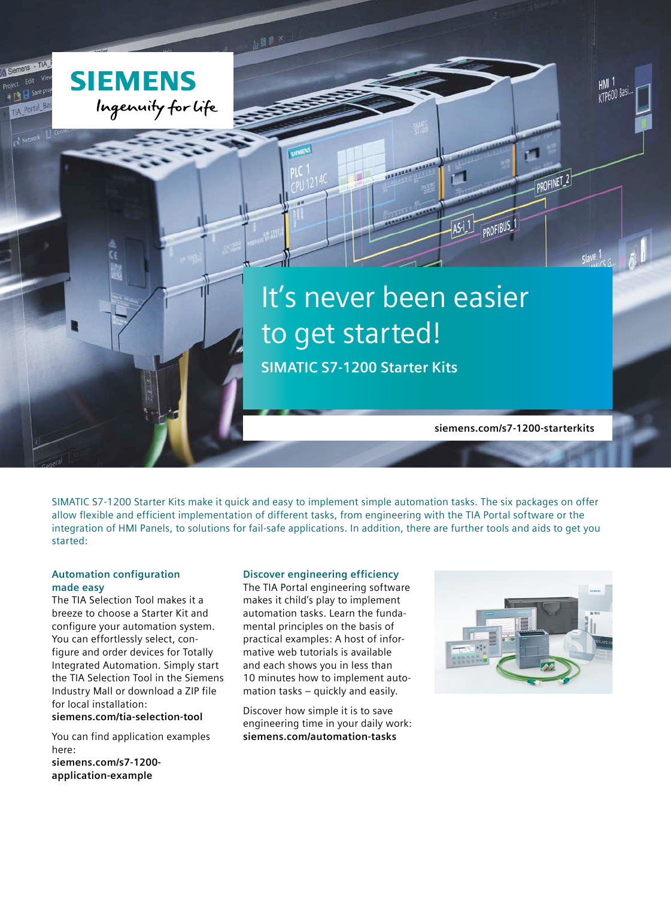**SIEMENS**

*Ingenuity for life*

# It's never been easier to get started!

## SIMATIC S7-1200 Starter Kits

**siemens.com/s7-1200-starterkits**

SIMATIC S7-1200 Starter Kits make it quick and easy to implement simple automation tasks. The six packages on offer allow flexible and efficient implementation of different tasks, from engineering with the TIA Portal software or the integration of HMI Panels, to solutions for fail-safe applications. In addition, there are further tools and aids to get you started:

### Automation configuration made easy

The TIA Selection Tool makes it a breeze to choose a Starter Kit and configure your automation system. You can effortlessly select, configure and order devices for Totally Integrated Automation. Simply start the TIA Selection Tool in the Siemens Industry Mall or download a ZIP file for local installation:
**siemens.com/tia-selection-tool**

You can find application examples here:
**siemens.com/s7-1200-application-example**

### Discover engineering efficiency

The TIA Portal engineering software makes it child's play to implement automation tasks. Learn the fundamental principles on the basis of practical examples: A host of informative web tutorials is available and each shows you in less than 10 minutes how to implement automation tasks – quickly and easily.

Discover how simple it is to save engineering time in your daily work:
**siemens.com/automation-tasks**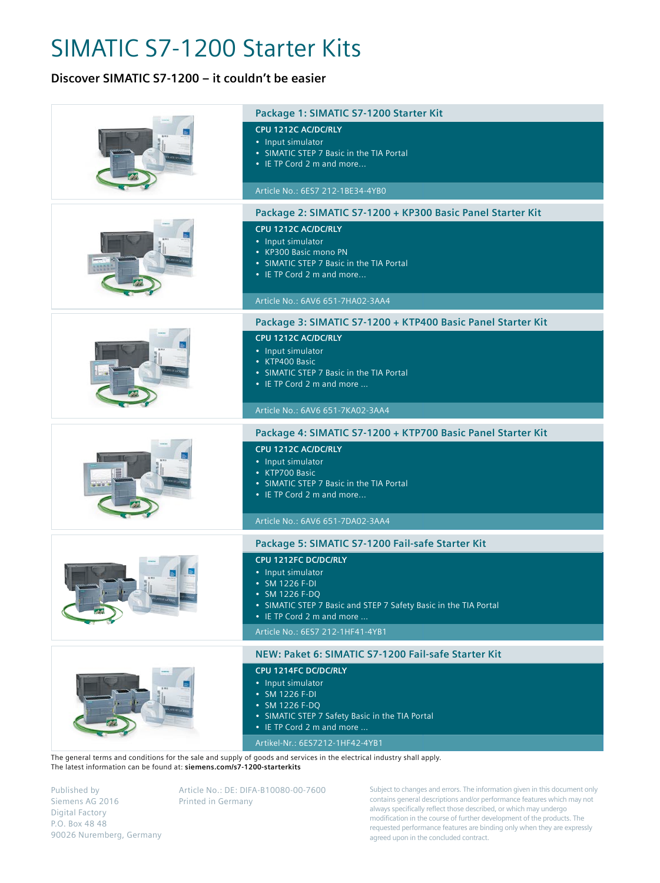# SIMATIC S7-1200 Starter Kits

### Discover SIMATIC S7-1200 – it couldn't be easier

## Package 1: SIMATIC S7-1200 Starter Kit

**CPU 1212C AC/DC/RLY**

- Input simulator
- SIMATIC STEP 7 Basic in the TIA Portal
- IE TP Cord 2 m and more…

Article No.: 6ES7 212-1BE34-4YB0

## Package 2: SIMATIC S7-1200 + KP300 Basic Panel Starter Kit

**CPU 1212C AC/DC/RLY**

- Input simulator
- KP300 Basic mono PN
- SIMATIC STEP 7 Basic in the TIA Portal
- IE TP Cord 2 m and more…

Article No.: 6AV6 651-7HA02-3AA4

## Package 3: SIMATIC S7-1200 + KTP400 Basic Panel Starter Kit

**CPU 1212C AC/DC/RLY**

- Input simulator
- KTP400 Basic
- SIMATIC STEP 7 Basic in the TIA Portal
- IE TP Cord 2 m and more ...

Article No.: 6AV6 651-7KA02-3AA4

## Package 4: SIMATIC S7-1200 + KTP700 Basic Panel Starter Kit

**CPU 1212C AC/DC/RLY**

- Input simulator
- KTP700 Basic
- SIMATIC STEP 7 Basic in the TIA Portal
- IE TP Cord 2 m and more…

Article No.: 6AV6 651-7DA02-3AA4

## Package 5: SIMATIC S7-1200 Fail-safe Starter Kit

**CPU 1212FC DC/DC/RLY**

- Input simulator
- SM 1226 F-DI
- SM 1226 F-DQ
- SIMATIC STEP 7 Basic and STEP 7 Safety Basic in the TIA Portal
- IE TP Cord 2 m and more ...

Article No.: 6ES7 212-1HF41-4YB1

## NEW: Paket 6: SIMATIC S7-1200 Fail-safe Starter Kit

**CPU 1214FC DC/DC/RLY**

- Input simulator
- SM 1226 F-DI
- SM 1226 F-DQ
- SIMATIC STEP 7 Safety Basic in the TIA Portal
- IE TP Cord 2 m and more ...

Artikel-Nr.: 6ES7212-1HF42-4YB1

The general terms and conditions for the sale and supply of goods and services in the electrical industry shall apply.
The latest information can be found at: **siemens.com/s7-1200-starterkits**

Published by
Siemens AG 2016
Digital Factory
P.O. Box 48 48
90026 Nuremberg, Germany

Article No.: DE: DIFA-B10080-00-7600
Printed in Germany

Subject to changes and errors. The information given in this document only contains general descriptions and/or performance features which may not always specifically reflect those described, or which may undergo modification in the course of further development of the products. The requested performance features are binding only when they are expressly agreed upon in the concluded contract.